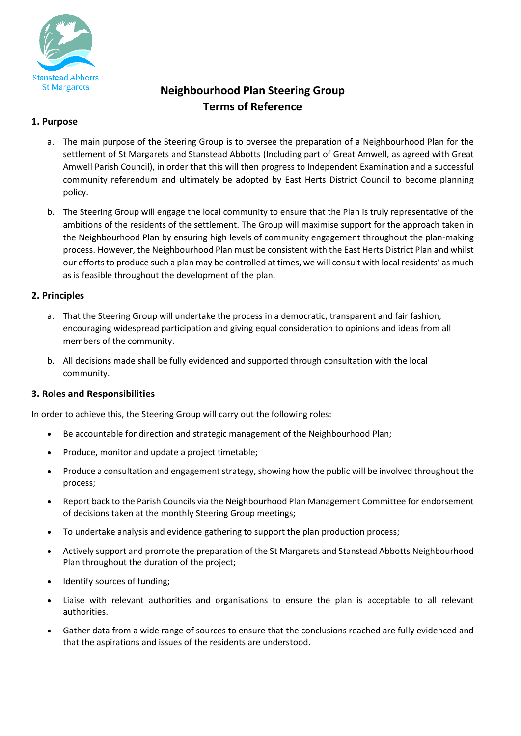Stanstead Abbotts St Margarets

# Neighbourhood Plan Steering Group Terms of Reference

## 1. Purpose

a. The main purpose of the Steering Group is to oversee the preparation of a Neighbourhood Plan for the settlement of St Margarets and Stanstead Abbotts (Including part of Great Amwell, as agreed with Great Amwell Parish Council), in order that this will then progress to Independent Examination and a successful community referendum and ultimately be adopted by East Herts District Council to become planning policy.

b. The Steering Group will engage the local community to ensure that the Plan is truly representative of the ambitions of the residents of the settlement. The Group will maximise support for the approach taken in the Neighbourhood Plan by ensuring high levels of community engagement throughout the plan-making process. However, the Neighbourhood Plan must be consistent with the East Herts District Plan and whilst our efforts to produce such a plan may be controlled at times, we will consult with local residents' as much as is feasible throughout the development of the plan.

## 2. Principles

a. That the Steering Group will undertake the process in a democratic, transparent and fair fashion, encouraging widespread participation and giving equal consideration to opinions and ideas from all members of the community.

b. All decisions made shall be fully evidenced and supported through consultation with the local community.

## 3. Roles and Responsibilities

In order to achieve this, the Steering Group will carry out the following roles:

- Be accountable for direction and strategic management of the Neighbourhood Plan;
- Produce, monitor and update a project timetable;
- Produce a consultation and engagement strategy, showing how the public will be involved throughout the process;
- Report back to the Parish Councils via the Neighbourhood Plan Management Committee for endorsement of decisions taken at the monthly Steering Group meetings;
- To undertake analysis and evidence gathering to support the plan production process;
- Actively support and promote the preparation of the St Margarets and Stanstead Abbotts Neighbourhood Plan throughout the duration of the project;
- Identify sources of funding;
- Liaise with relevant authorities and organisations to ensure the plan is acceptable to all relevant authorities.
- Gather data from a wide range of sources to ensure that the conclusions reached are fully evidenced and that the aspirations and issues of the residents are understood.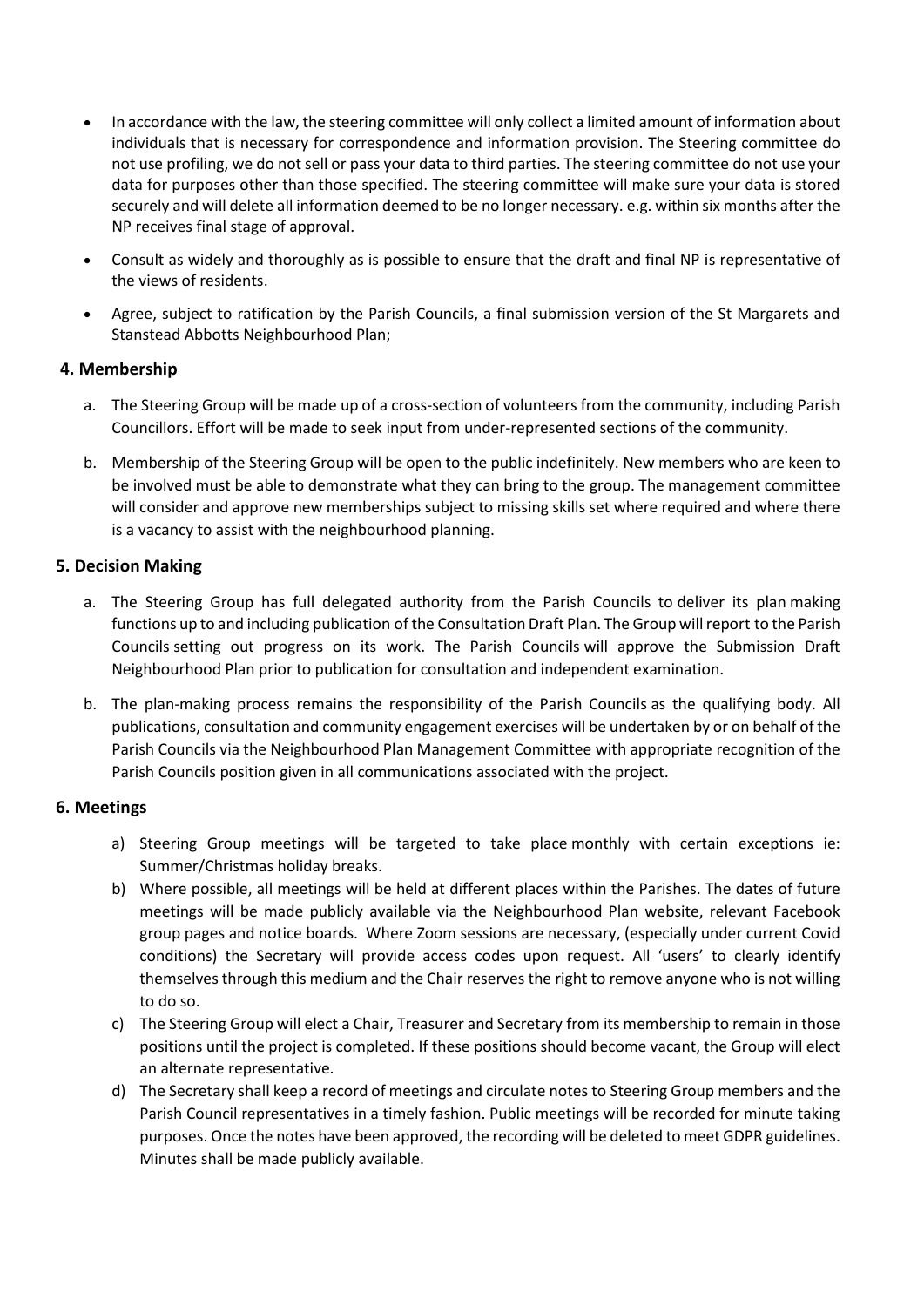- In accordance with the law, the steering committee will only collect a limited amount of information about individuals that is necessary for correspondence and information provision. The Steering committee do not use profiling, we do not sell or pass your data to third parties. The steering committee do not use your data for purposes other than those specified. The steering committee will make sure your data is stored securely and will delete all information deemed to be no longer necessary. e.g. within six months after the NP receives final stage of approval.
- Consult as widely and thoroughly as is possible to ensure that the draft and final NP is representative of the views of residents.
- Agree, subject to ratification by the Parish Councils, a final submission version of the St Margarets and Stanstead Abbotts Neighbourhood Plan;

## 4. Membership

a. The Steering Group will be made up of a cross-section of volunteers from the community, including Parish Councillors. Effort will be made to seek input from under-represented sections of the community.

b. Membership of the Steering Group will be open to the public indefinitely. New members who are keen to be involved must be able to demonstrate what they can bring to the group. The management committee will consider and approve new memberships subject to missing skills set where required and where there is a vacancy to assist with the neighbourhood planning.

## 5. Decision Making

a. The Steering Group has full delegated authority from the Parish Councils to deliver its plan making functions up to and including publication of the Consultation Draft Plan. The Group will report to the Parish Councils setting out progress on its work. The Parish Councils will approve the Submission Draft Neighbourhood Plan prior to publication for consultation and independent examination.

b. The plan-making process remains the responsibility of the Parish Councils as the qualifying body. All publications, consultation and community engagement exercises will be undertaken by or on behalf of the Parish Councils via the Neighbourhood Plan Management Committee with appropriate recognition of the Parish Councils position given in all communications associated with the project.

## 6. Meetings

a) Steering Group meetings will be targeted to take place monthly with certain exceptions ie: Summer/Christmas holiday breaks.

b) Where possible, all meetings will be held at different places within the Parishes. The dates of future meetings will be made publicly available via the Neighbourhood Plan website, relevant Facebook group pages and notice boards. Where Zoom sessions are necessary, (especially under current Covid conditions) the Secretary will provide access codes upon request. All 'users' to clearly identify themselves through this medium and the Chair reserves the right to remove anyone who is not willing to do so.

c) The Steering Group will elect a Chair, Treasurer and Secretary from its membership to remain in those positions until the project is completed. If these positions should become vacant, the Group will elect an alternate representative.

d) The Secretary shall keep a record of meetings and circulate notes to Steering Group members and the Parish Council representatives in a timely fashion. Public meetings will be recorded for minute taking purposes. Once the notes have been approved, the recording will be deleted to meet GDPR guidelines. Minutes shall be made publicly available.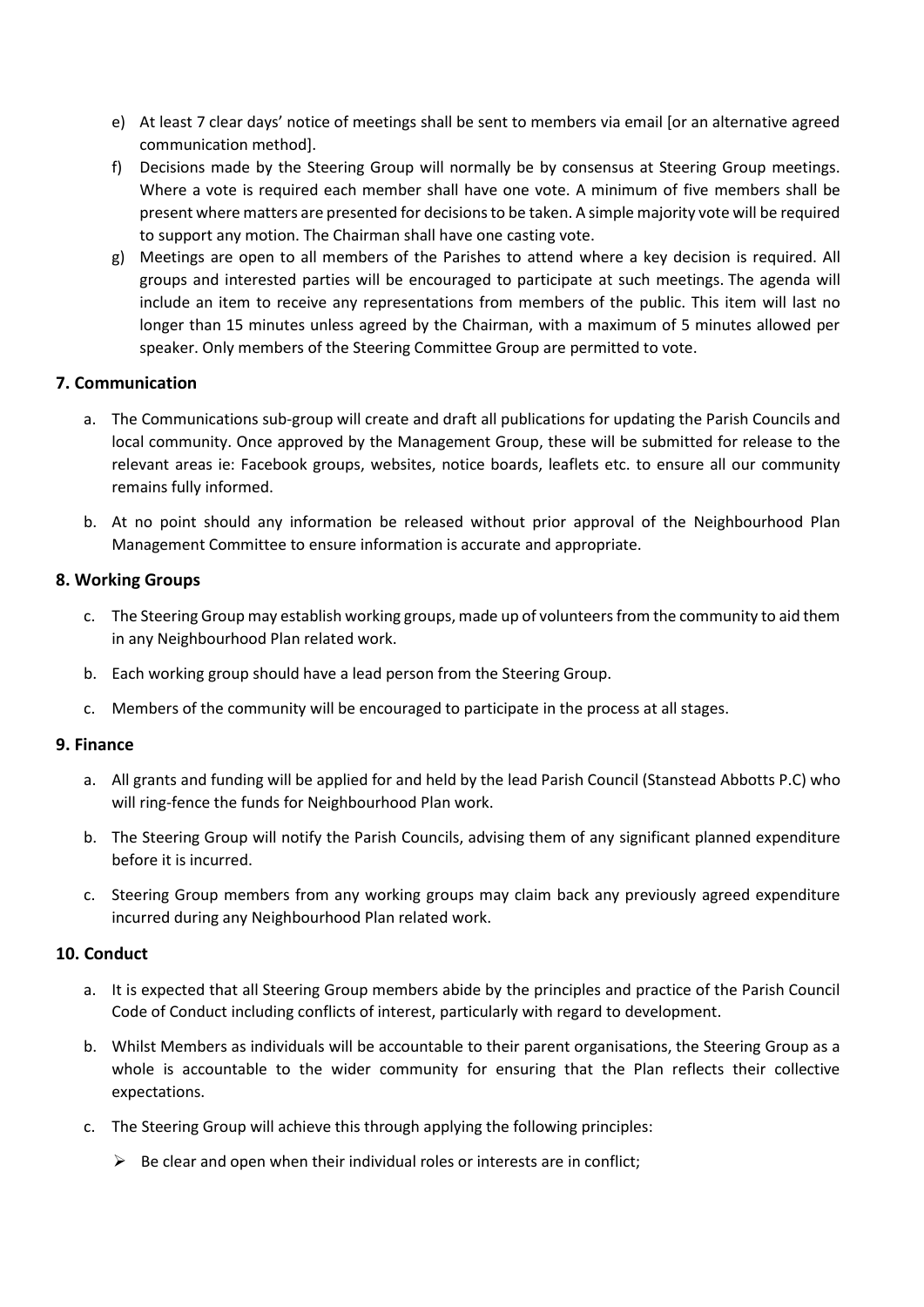e) At least 7 clear days' notice of meetings shall be sent to members via email [or an alternative agreed communication method].

f) Decisions made by the Steering Group will normally be by consensus at Steering Group meetings. Where a vote is required each member shall have one vote. A minimum of five members shall be present where matters are presented for decisions to be taken. A simple majority vote will be required to support any motion. The Chairman shall have one casting vote.

g) Meetings are open to all members of the Parishes to attend where a key decision is required. All groups and interested parties will be encouraged to participate at such meetings. The agenda will include an item to receive any representations from members of the public. This item will last no longer than 15 minutes unless agreed by the Chairman, with a maximum of 5 minutes allowed per speaker. Only members of the Steering Committee Group are permitted to vote.

### 7. Communication

a. The Communications sub-group will create and draft all publications for updating the Parish Councils and local community. Once approved by the Management Group, these will be submitted for release to the relevant areas ie: Facebook groups, websites, notice boards, leaflets etc. to ensure all our community remains fully informed.

b. At no point should any information be released without prior approval of the Neighbourhood Plan Management Committee to ensure information is accurate and appropriate.

### 8. Working Groups

c. The Steering Group may establish working groups, made up of volunteers from the community to aid them in any Neighbourhood Plan related work.

b. Each working group should have a lead person from the Steering Group.

c. Members of the community will be encouraged to participate in the process at all stages.

### 9. Finance

a. All grants and funding will be applied for and held by the lead Parish Council (Stanstead Abbotts P.C) who will ring-fence the funds for Neighbourhood Plan work.

b. The Steering Group will notify the Parish Councils, advising them of any significant planned expenditure before it is incurred.

c. Steering Group members from any working groups may claim back any previously agreed expenditure incurred during any Neighbourhood Plan related work.

### 10. Conduct

a. It is expected that all Steering Group members abide by the principles and practice of the Parish Council Code of Conduct including conflicts of interest, particularly with regard to development.

b. Whilst Members as individuals will be accountable to their parent organisations, the Steering Group as a whole is accountable to the wider community for ensuring that the Plan reflects their collective expectations.

c. The Steering Group will achieve this through applying the following principles:

- Be clear and open when their individual roles or interests are in conflict;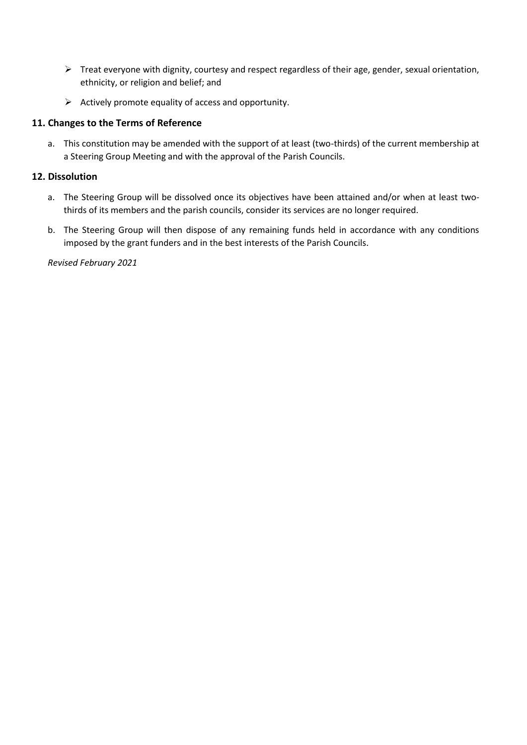- Treat everyone with dignity, courtesy and respect regardless of their age, gender, sexual orientation, ethnicity, or religion and belief; and
- Actively promote equality of access and opportunity.

### 11. Changes to the Terms of Reference

a. This constitution may be amended with the support of at least (two-thirds) of the current membership at a Steering Group Meeting and with the approval of the Parish Councils.

### 12. Dissolution

a. The Steering Group will be dissolved once its objectives have been attained and/or when at least two-thirds of its members and the parish councils, consider its services are no longer required.

b. The Steering Group will then dispose of any remaining funds held in accordance with any conditions imposed by the grant funders and in the best interests of the Parish Councils.

*Revised February 2021*